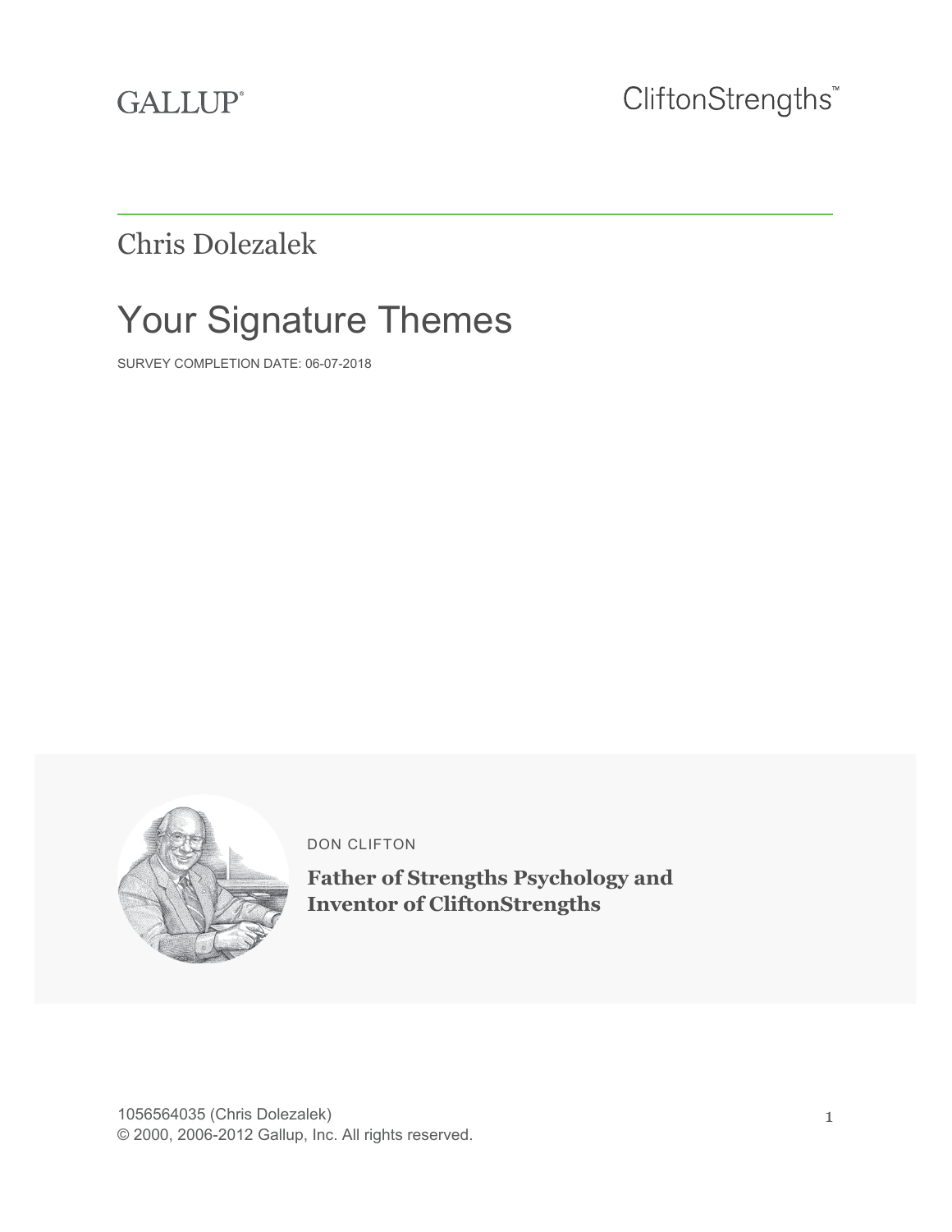GALLUP®

CliftonStrengths™

Chris Dolezalek

# Your Signature Themes

SURVEY COMPLETION DATE: 06-07-2018

DON CLIFTON

**Father of Strengths Psychology and Inventor of CliftonStrengths**

1056564035 (Chris Dolezalek)
© 2000, 2006-2012 Gallup, Inc. All rights reserved.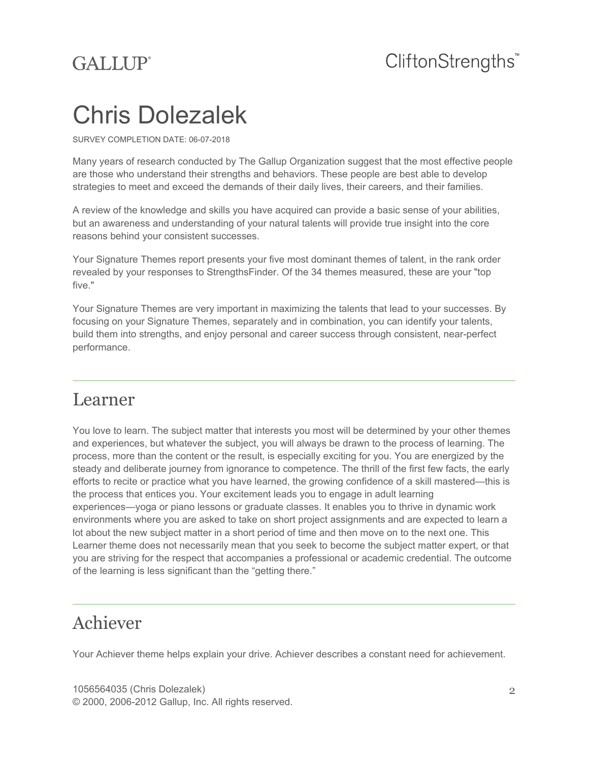GALLUP®

CliftonStrengths™

# Chris Dolezalek

SURVEY COMPLETION DATE: 06-07-2018

Many years of research conducted by The Gallup Organization suggest that the most effective people are those who understand their strengths and behaviors. These people are best able to develop strategies to meet and exceed the demands of their daily lives, their careers, and their families.

A review of the knowledge and skills you have acquired can provide a basic sense of your abilities, but an awareness and understanding of your natural talents will provide true insight into the core reasons behind your consistent successes.

Your Signature Themes report presents your five most dominant themes of talent, in the rank order revealed by your responses to StrengthsFinder. Of the 34 themes measured, these are your "top five."

Your Signature Themes are very important in maximizing the talents that lead to your successes. By focusing on your Signature Themes, separately and in combination, you can identify your talents, build them into strengths, and enjoy personal and career success through consistent, near-perfect performance.

---

## Learner

You love to learn. The subject matter that interests you most will be determined by your other themes and experiences, but whatever the subject, you will always be drawn to the process of learning. The process, more than the content or the result, is especially exciting for you. You are energized by the steady and deliberate journey from ignorance to competence. The thrill of the first few facts, the early efforts to recite or practice what you have learned, the growing confidence of a skill mastered—this is the process that entices you. Your excitement leads you to engage in adult learning experiences—yoga or piano lessons or graduate classes. It enables you to thrive in dynamic work environments where you are asked to take on short project assignments and are expected to learn a lot about the new subject matter in a short period of time and then move on to the next one. This Learner theme does not necessarily mean that you seek to become the subject matter expert, or that you are striving for the respect that accompanies a professional or academic credential. The outcome of the learning is less significant than the "getting there."

---

## Achiever

Your Achiever theme helps explain your drive. Achiever describes a constant need for achievement.

1056564035 (Chris Dolezalek)
© 2000, 2006-2012 Gallup, Inc. All rights reserved.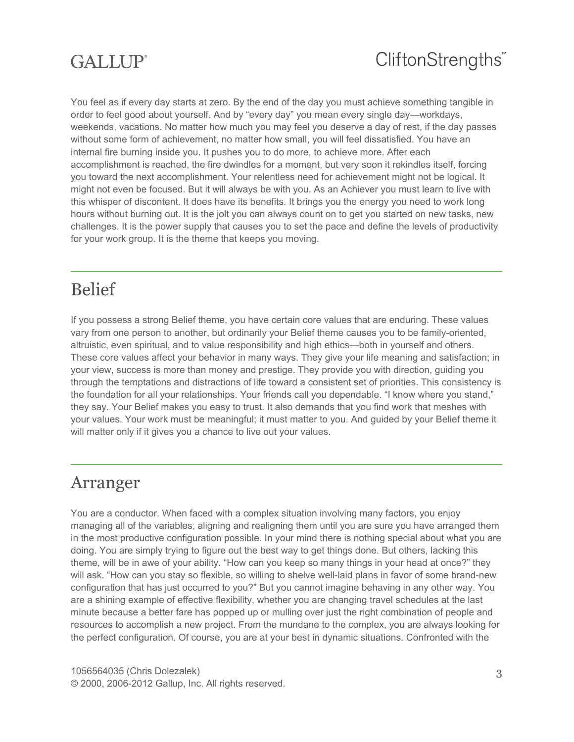You feel as if every day starts at zero. By the end of the day you must achieve something tangible in order to feel good about yourself. And by "every day" you mean every single day—workdays, weekends, vacations. No matter how much you may feel you deserve a day of rest, if the day passes without some form of achievement, no matter how small, you will feel dissatisfied. You have an internal fire burning inside you. It pushes you to do more, to achieve more. After each accomplishment is reached, the fire dwindles for a moment, but very soon it rekindles itself, forcing you toward the next accomplishment. Your relentless need for achievement might not be logical. It might not even be focused. But it will always be with you. As an Achiever you must learn to live with this whisper of discontent. It does have its benefits. It brings you the energy you need to work long hours without burning out. It is the jolt you can always count on to get you started on new tasks, new challenges. It is the power supply that causes you to set the pace and define the levels of productivity for your work group. It is the theme that keeps you moving.

## Belief

If you possess a strong Belief theme, you have certain core values that are enduring. These values vary from one person to another, but ordinarily your Belief theme causes you to be family-oriented, altruistic, even spiritual, and to value responsibility and high ethics—both in yourself and others. These core values affect your behavior in many ways. They give your life meaning and satisfaction; in your view, success is more than money and prestige. They provide you with direction, guiding you through the temptations and distractions of life toward a consistent set of priorities. This consistency is the foundation for all your relationships. Your friends call you dependable. "I know where you stand," they say. Your Belief makes you easy to trust. It also demands that you find work that meshes with your values. Your work must be meaningful; it must matter to you. And guided by your Belief theme it will matter only if it gives you a chance to live out your values.

## Arranger

You are a conductor. When faced with a complex situation involving many factors, you enjoy managing all of the variables, aligning and realigning them until you are sure you have arranged them in the most productive configuration possible. In your mind there is nothing special about what you are doing. You are simply trying to figure out the best way to get things done. But others, lacking this theme, will be in awe of your ability. "How can you keep so many things in your head at once?" they will ask. "How can you stay so flexible, so willing to shelve well-laid plans in favor of some brand-new configuration that has just occurred to you?" But you cannot imagine behaving in any other way. You are a shining example of effective flexibility, whether you are changing travel schedules at the last minute because a better fare has popped up or mulling over just the right combination of people and resources to accomplish a new project. From the mundane to the complex, you are always looking for the perfect configuration. Of course, you are at your best in dynamic situations. Confronted with the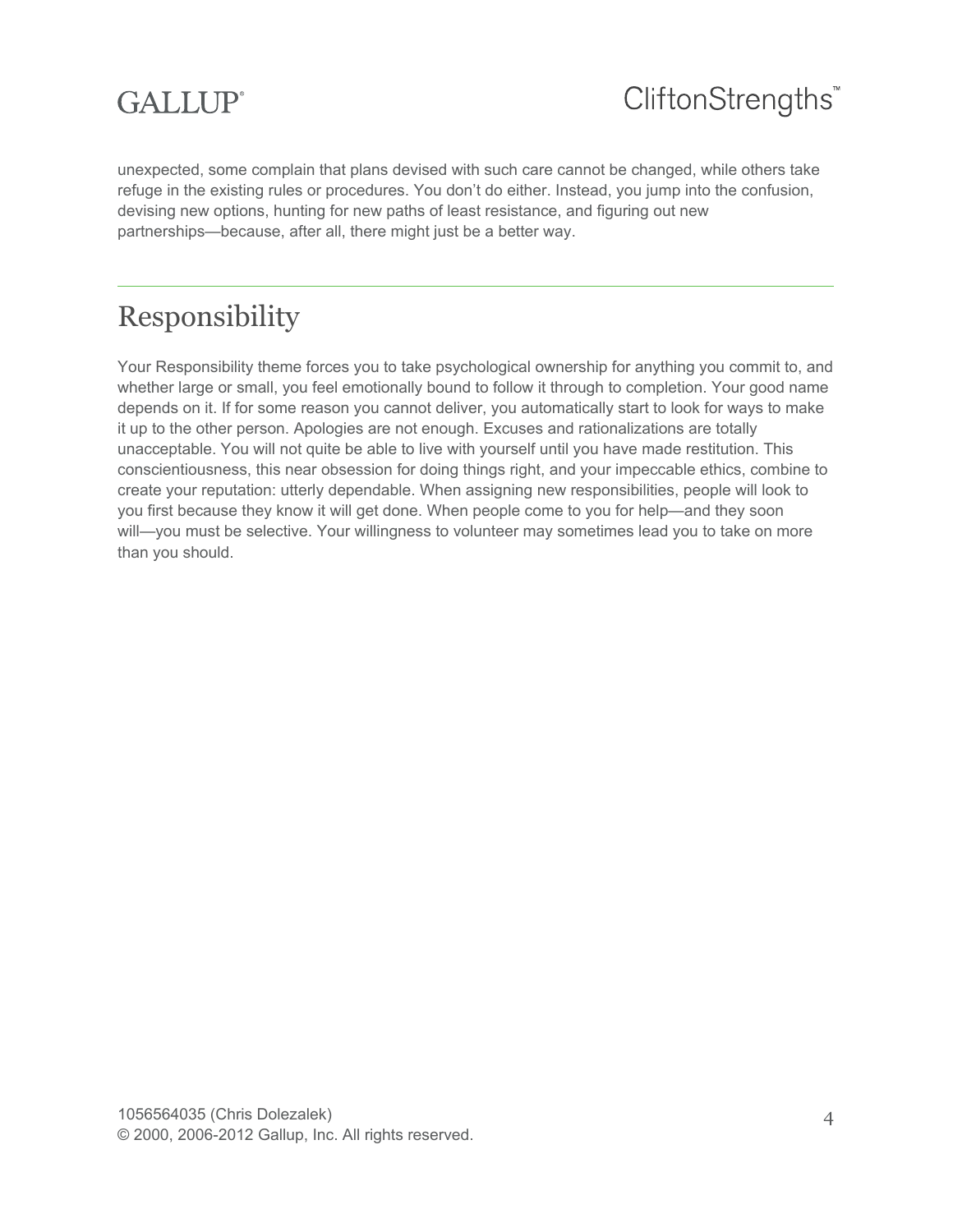unexpected, some complain that plans devised with such care cannot be changed, while others take refuge in the existing rules or procedures. You don't do either. Instead, you jump into the confusion, devising new options, hunting for new paths of least resistance, and figuring out new partnerships—because, after all, there might just be a better way.

---

## Responsibility

Your Responsibility theme forces you to take psychological ownership for anything you commit to, and whether large or small, you feel emotionally bound to follow it through to completion. Your good name depends on it. If for some reason you cannot deliver, you automatically start to look for ways to make it up to the other person. Apologies are not enough. Excuses and rationalizations are totally unacceptable. You will not quite be able to live with yourself until you have made restitution. This conscientiousness, this near obsession for doing things right, and your impeccable ethics, combine to create your reputation: utterly dependable. When assigning new responsibilities, people will look to you first because they know it will get done. When people come to you for help—and they soon will—you must be selective. Your willingness to volunteer may sometimes lead you to take on more than you should.